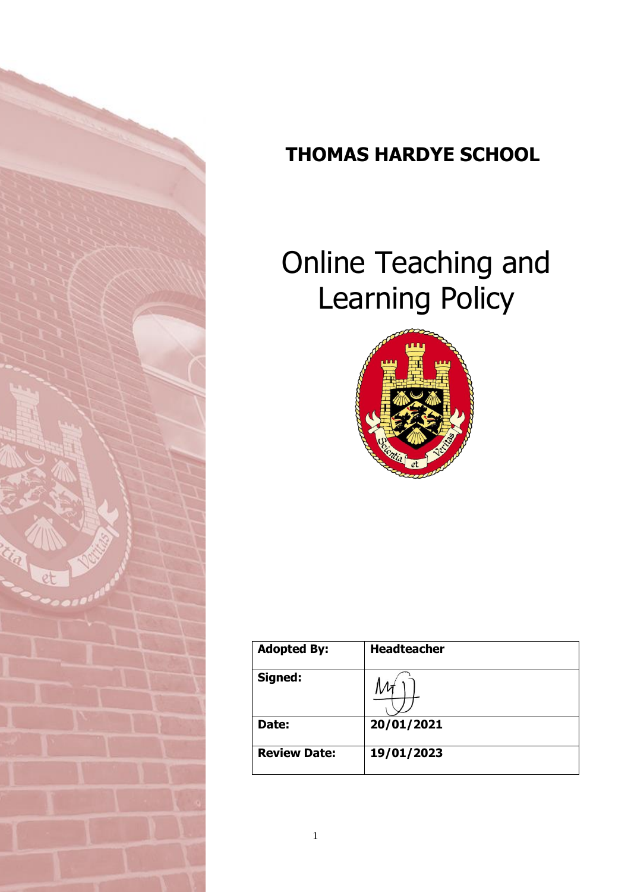# THOMAS HARDYE SCHOOL

# Online Teaching and Learning Policy

| Adopted By: | Headteacher |
|---|---|
| Signed: | |
| Date: | 20/01/2021 |
| Review Date: | 19/01/2023 |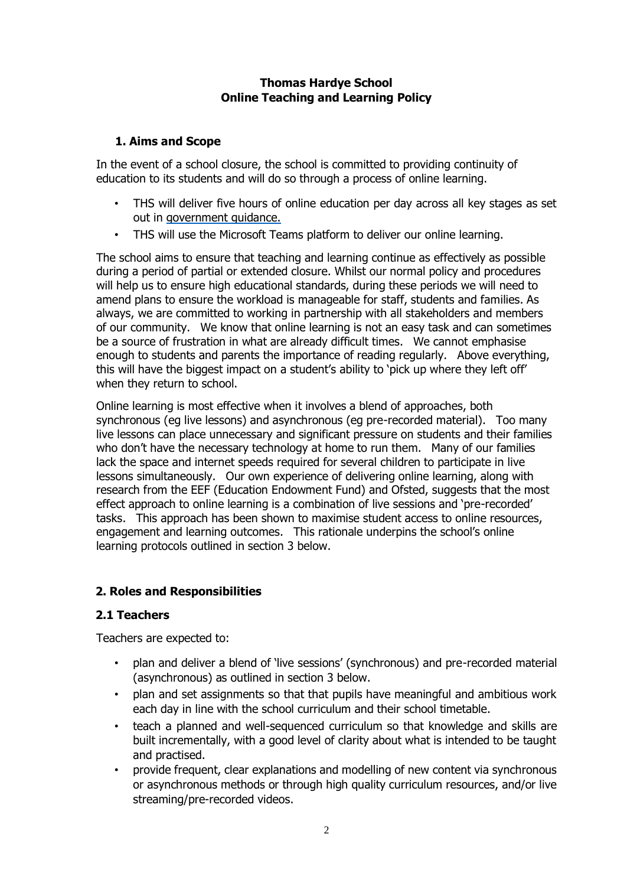**Thomas Hardye School**
**Online Teaching and Learning Policy**

## 1. Aims and Scope

In the event of a school closure, the school is committed to providing continuity of education to its students and will do so through a process of online learning.

- THS will deliver five hours of online education per day across all key stages as set out in government guidance.
- THS will use the Microsoft Teams platform to deliver our online learning.

The school aims to ensure that teaching and learning continue as effectively as possible during a period of partial or extended closure. Whilst our normal policy and procedures will help us to ensure high educational standards, during these periods we will need to amend plans to ensure the workload is manageable for staff, students and families. As always, we are committed to working in partnership with all stakeholders and members of our community. We know that online learning is not an easy task and can sometimes be a source of frustration in what are already difficult times. We cannot emphasise enough to students and parents the importance of reading regularly. Above everything, this will have the biggest impact on a student's ability to 'pick up where they left off' when they return to school.

Online learning is most effective when it involves a blend of approaches, both synchronous (eg live lessons) and asynchronous (eg pre-recorded material). Too many live lessons can place unnecessary and significant pressure on students and their families who don't have the necessary technology at home to run them. Many of our families lack the space and internet speeds required for several children to participate in live lessons simultaneously. Our own experience of delivering online learning, along with research from the EEF (Education Endowment Fund) and Ofsted, suggests that the most effect approach to online learning is a combination of live sessions and 'pre-recorded' tasks. This approach has been shown to maximise student access to online resources, engagement and learning outcomes. This rationale underpins the school's online learning protocols outlined in section 3 below.

## 2. Roles and Responsibilities

### 2.1 Teachers

Teachers are expected to:

- plan and deliver a blend of 'live sessions' (synchronous) and pre-recorded material (asynchronous) as outlined in section 3 below.
- plan and set assignments so that that pupils have meaningful and ambitious work each day in line with the school curriculum and their school timetable.
- teach a planned and well-sequenced curriculum so that knowledge and skills are built incrementally, with a good level of clarity about what is intended to be taught and practised.
- provide frequent, clear explanations and modelling of new content via synchronous or asynchronous methods or through high quality curriculum resources, and/or live streaming/pre-recorded videos.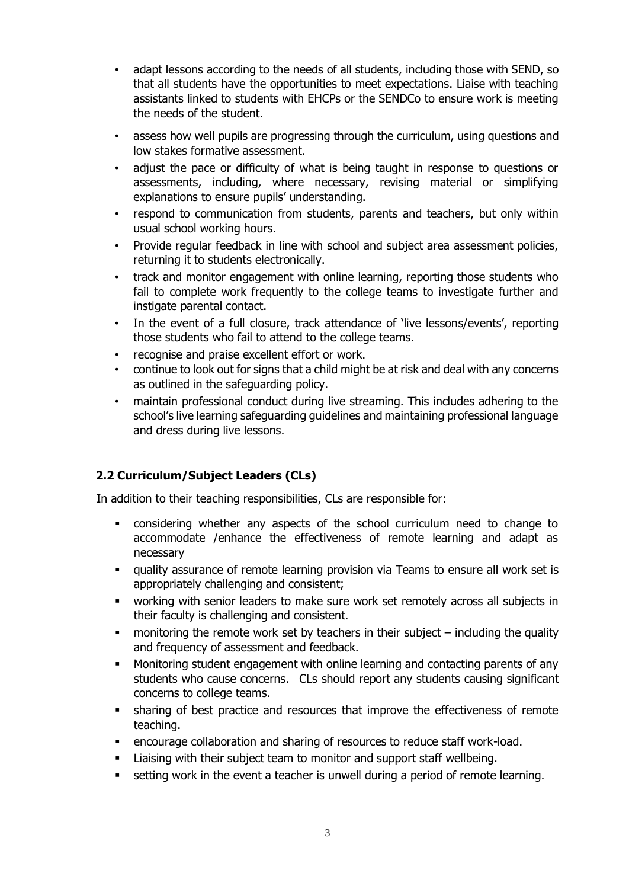- adapt lessons according to the needs of all students, including those with SEND, so that all students have the opportunities to meet expectations. Liaise with teaching assistants linked to students with EHCPs or the SENDCo to ensure work is meeting the needs of the student.
- assess how well pupils are progressing through the curriculum, using questions and low stakes formative assessment.
- adjust the pace or difficulty of what is being taught in response to questions or assessments, including, where necessary, revising material or simplifying explanations to ensure pupils' understanding.
- respond to communication from students, parents and teachers, but only within usual school working hours.
- Provide regular feedback in line with school and subject area assessment policies, returning it to students electronically.
- track and monitor engagement with online learning, reporting those students who fail to complete work frequently to the college teams to investigate further and instigate parental contact.
- In the event of a full closure, track attendance of 'live lessons/events', reporting those students who fail to attend to the college teams.
- recognise and praise excellent effort or work.
- continue to look out for signs that a child might be at risk and deal with any concerns as outlined in the safeguarding policy.
- maintain professional conduct during live streaming. This includes adhering to the school's live learning safeguarding guidelines and maintaining professional language and dress during live lessons.

### 2.2 Curriculum/Subject Leaders (CLs)

In addition to their teaching responsibilities, CLs are responsible for:

- considering whether any aspects of the school curriculum need to change to accommodate /enhance the effectiveness of remote learning and adapt as necessary
- quality assurance of remote learning provision via Teams to ensure all work set is appropriately challenging and consistent;
- working with senior leaders to make sure work set remotely across all subjects in their faculty is challenging and consistent.
- monitoring the remote work set by teachers in their subject – including the quality and frequency of assessment and feedback.
- Monitoring student engagement with online learning and contacting parents of any students who cause concerns. CLs should report any students causing significant concerns to college teams.
- sharing of best practice and resources that improve the effectiveness of remote teaching.
- encourage collaboration and sharing of resources to reduce staff work-load.
- Liaising with their subject team to monitor and support staff wellbeing.
- setting work in the event a teacher is unwell during a period of remote learning.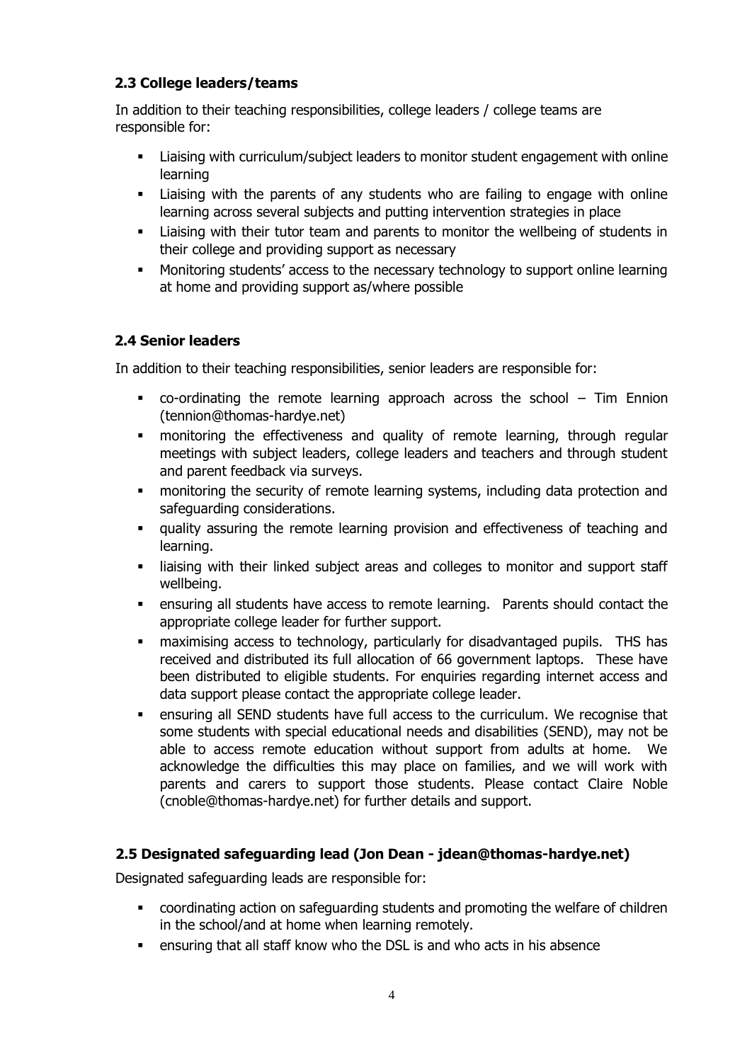### 2.3 College leaders/teams

In addition to their teaching responsibilities, college leaders / college teams are responsible for:

- Liaising with curriculum/subject leaders to monitor student engagement with online learning
- Liaising with the parents of any students who are failing to engage with online learning across several subjects and putting intervention strategies in place
- Liaising with their tutor team and parents to monitor the wellbeing of students in their college and providing support as necessary
- Monitoring students' access to the necessary technology to support online learning at home and providing support as/where possible

### 2.4 Senior leaders

In addition to their teaching responsibilities, senior leaders are responsible for:

- co-ordinating the remote learning approach across the school – Tim Ennion (tennion@thomas-hardye.net)
- monitoring the effectiveness and quality of remote learning, through regular meetings with subject leaders, college leaders and teachers and through student and parent feedback via surveys.
- monitoring the security of remote learning systems, including data protection and safeguarding considerations.
- quality assuring the remote learning provision and effectiveness of teaching and learning.
- liaising with their linked subject areas and colleges to monitor and support staff wellbeing.
- ensuring all students have access to remote learning. Parents should contact the appropriate college leader for further support.
- maximising access to technology, particularly for disadvantaged pupils. THS has received and distributed its full allocation of 66 government laptops. These have been distributed to eligible students. For enquiries regarding internet access and data support please contact the appropriate college leader.
- ensuring all SEND students have full access to the curriculum. We recognise that some students with special educational needs and disabilities (SEND), may not be able to access remote education without support from adults at home. We acknowledge the difficulties this may place on families, and we will work with parents and carers to support those students. Please contact Claire Noble (cnoble@thomas-hardye.net) for further details and support.

### 2.5 Designated safeguarding lead (Jon Dean - jdean@thomas-hardye.net)

Designated safeguarding leads are responsible for:

- coordinating action on safeguarding students and promoting the welfare of children in the school/and at home when learning remotely.
- ensuring that all staff know who the DSL is and who acts in his absence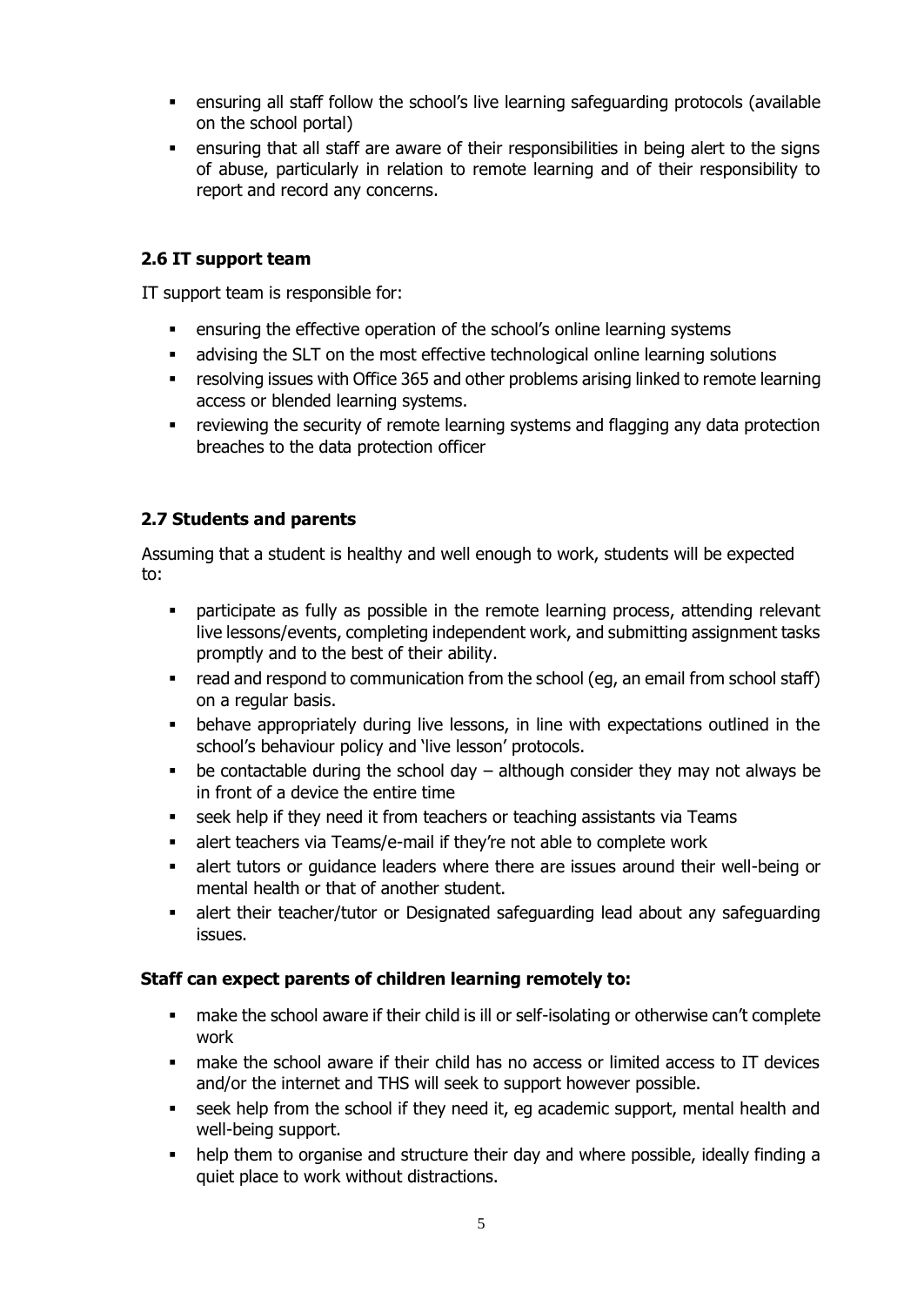- ensuring all staff follow the school's live learning safeguarding protocols (available on the school portal)
- ensuring that all staff are aware of their responsibilities in being alert to the signs of abuse, particularly in relation to remote learning and of their responsibility to report and record any concerns.

### 2.6 IT support team

IT support team is responsible for:

- ensuring the effective operation of the school's online learning systems
- advising the SLT on the most effective technological online learning solutions
- resolving issues with Office 365 and other problems arising linked to remote learning access or blended learning systems.
- reviewing the security of remote learning systems and flagging any data protection breaches to the data protection officer

### 2.7 Students and parents

Assuming that a student is healthy and well enough to work, students will be expected to:

- participate as fully as possible in the remote learning process, attending relevant live lessons/events, completing independent work, and submitting assignment tasks promptly and to the best of their ability.
- read and respond to communication from the school (eg, an email from school staff) on a regular basis.
- behave appropriately during live lessons, in line with expectations outlined in the school's behaviour policy and 'live lesson' protocols.
- be contactable during the school day – although consider they may not always be in front of a device the entire time
- seek help if they need it from teachers or teaching assistants via Teams
- alert teachers via Teams/e-mail if they're not able to complete work
- alert tutors or guidance leaders where there are issues around their well-being or mental health or that of another student.
- alert their teacher/tutor or Designated safeguarding lead about any safeguarding issues.

**Staff can expect parents of children learning remotely to:**

- make the school aware if their child is ill or self-isolating or otherwise can't complete work
- make the school aware if their child has no access or limited access to IT devices and/or the internet and THS will seek to support however possible.
- seek help from the school if they need it, eg academic support, mental health and well-being support.
- help them to organise and structure their day and where possible, ideally finding a quiet place to work without distractions.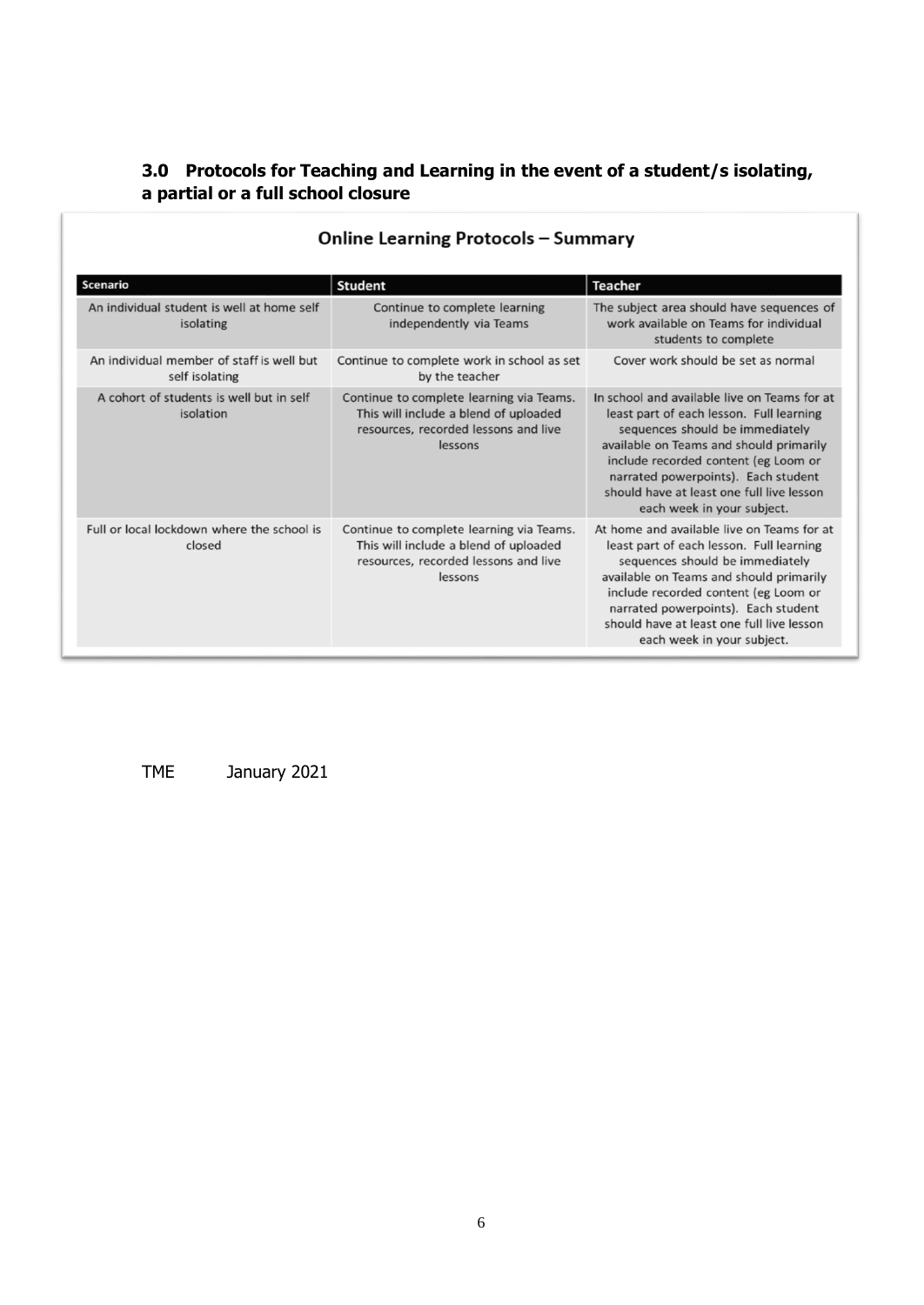### 3.0 Protocols for Teaching and Learning in the event of a student/s isolating, a partial or a full school closure

**Online Learning Protocols – Summary**

| Scenario | Student | Teacher |
|---|---|---|
| An individual student is well at home self isolating | Continue to complete learning independently via Teams | The subject area should have sequences of work available on Teams for individual students to complete |
| An individual member of staff is well but self isolating | Continue to complete work in school as set by the teacher | Cover work should be set as normal |
| A cohort of students is well but in self isolation | Continue to complete learning via Teams. This will include a blend of uploaded resources, recorded lessons and live lessons | In school and available live on Teams for at least part of each lesson. Full learning sequences should be immediately available on Teams and should primarily include recorded content (eg Loom or narrated powerpoints). Each student should have at least one full live lesson each week in your subject. |
| Full or local lockdown where the school is closed | Continue to complete learning via Teams. This will include a blend of uploaded resources, recorded lessons and live lessons | At home and available live on Teams for at least part of each lesson. Full learning sequences should be immediately available on Teams and should primarily include recorded content (eg Loom or narrated powerpoints). Each student should have at least one full live lesson each week in your subject. |

TME January 2021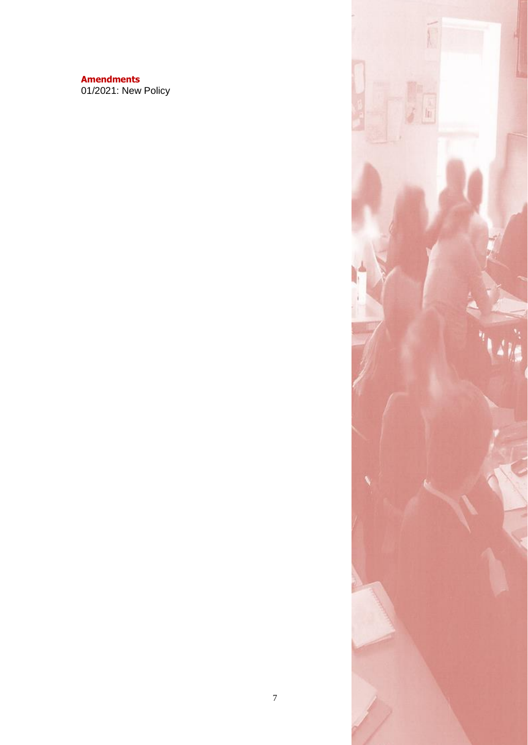**Amendments**

01/2021: New Policy